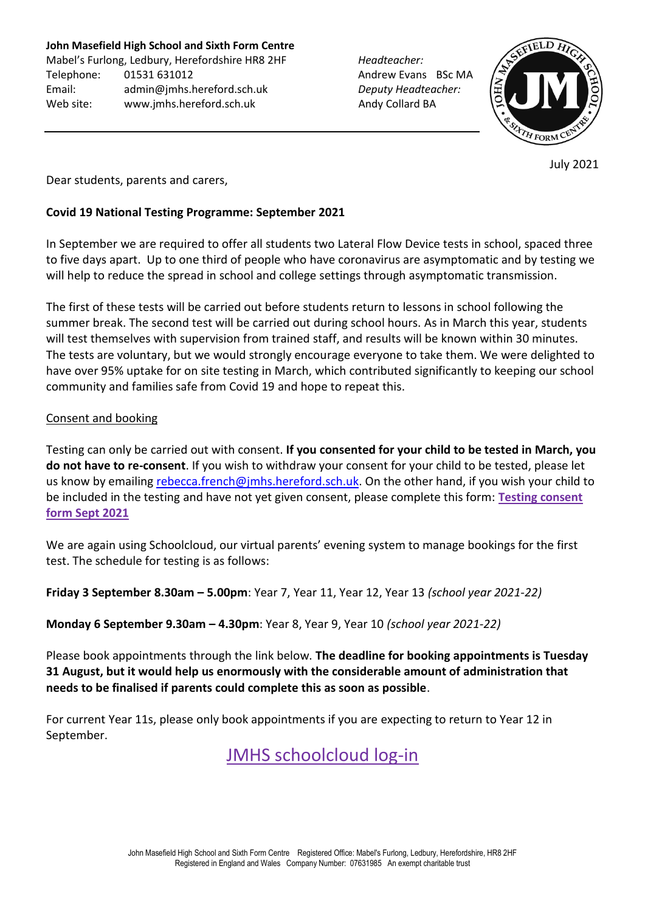**John Masefield High School and Sixth Form Centre**
Mabel's Furlong, Ledbury, Herefordshire HR8 2HF
Telephone: 01531 631012
Email: admin@jmhs.hereford.sch.uk
Web site: www.jmhs.hereford.sch.uk

*Headteacher:*
Andrew Evans BSc MA
*Deputy Headteacher:*
Andy Collard BA

July 2021

Dear students, parents and carers,

**Covid 19 National Testing Programme: September 2021**

In September we are required to offer all students two Lateral Flow Device tests in school, spaced three to five days apart. Up to one third of people who have coronavirus are asymptomatic and by testing we will help to reduce the spread in school and college settings through asymptomatic transmission.

The first of these tests will be carried out before students return to lessons in school following the summer break. The second test will be carried out during school hours. As in March this year, students will test themselves with supervision from trained staff, and results will be known within 30 minutes. The tests are voluntary, but we would strongly encourage everyone to take them. We were delighted to have over 95% uptake for on site testing in March, which contributed significantly to keeping our school community and families safe from Covid 19 and hope to repeat this.

Consent and booking

Testing can only be carried out with consent. **If you consented for your child to be tested in March, you do not have to re-consent**. If you wish to withdraw your consent for your child to be tested, please let us know by emailing rebecca.french@jmhs.hereford.sch.uk. On the other hand, if you wish your child to be included in the testing and have not yet given consent, please complete this form: **Testing consent form Sept 2021**

We are again using Schoolcloud, our virtual parents' evening system to manage bookings for the first test. The schedule for testing is as follows:

**Friday 3 September 8.30am – 5.00pm**: Year 7, Year 11, Year 12, Year 13 *(school year 2021-22)*

**Monday 6 September 9.30am – 4.30pm**: Year 8, Year 9, Year 10 *(school year 2021-22)*

Please book appointments through the link below. **The deadline for booking appointments is Tuesday 31 August, but it would help us enormously with the considerable amount of administration that needs to be finalised if parents could complete this as soon as possible**.

For current Year 11s, please only book appointments if you are expecting to return to Year 12 in September.

JMHS schoolcloud log-in

John Masefield High School and Sixth Form Centre Registered Office: Mabel's Furlong, Ledbury, Herefordshire, HR8 2HF
Registered in England and Wales Company Number: 07631985 An exempt charitable trust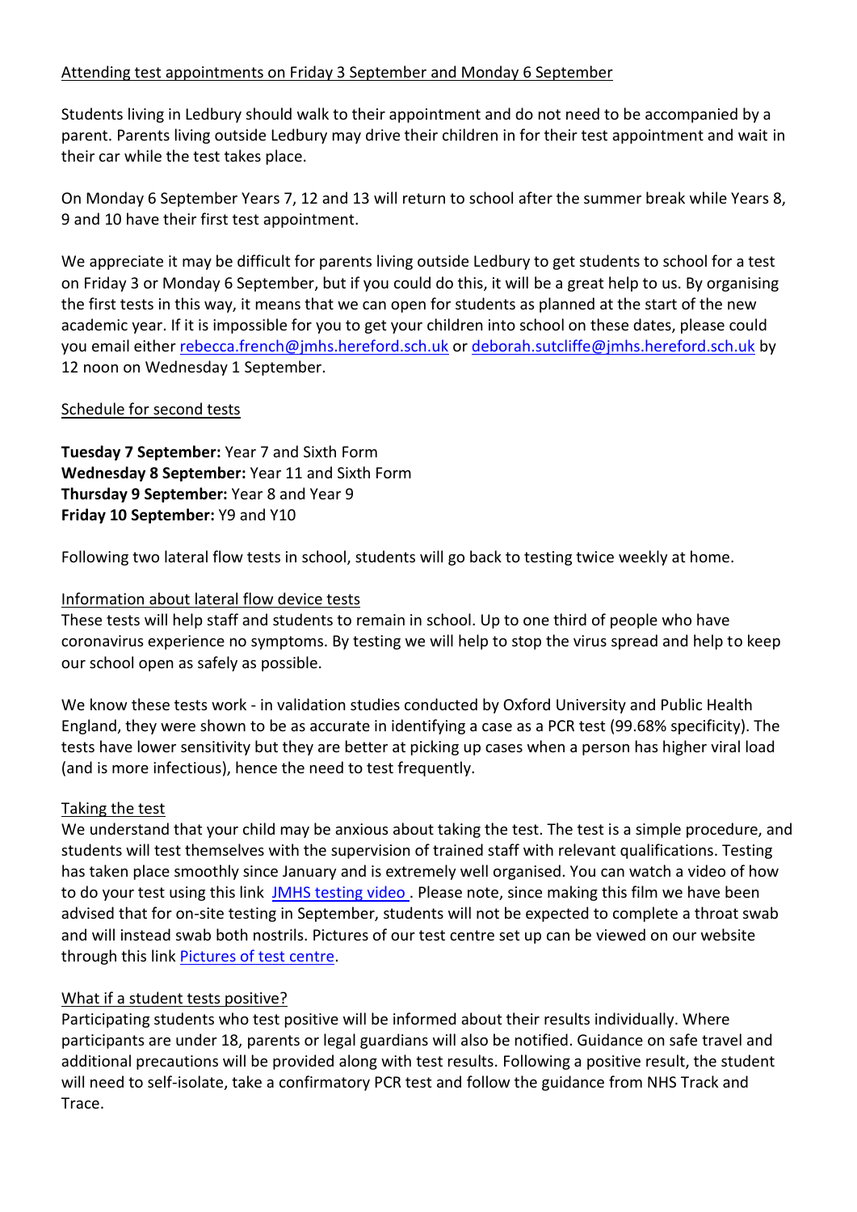Attending test appointments on Friday 3 September and Monday 6 September

Students living in Ledbury should walk to their appointment and do not need to be accompanied by a parent. Parents living outside Ledbury may drive their children in for their test appointment and wait in their car while the test takes place.

On Monday 6 September Years 7, 12 and 13 will return to school after the summer break while Years 8, 9 and 10 have their first test appointment.

We appreciate it may be difficult for parents living outside Ledbury to get students to school for a test on Friday 3 or Monday 6 September, but if you could do this, it will be a great help to us. By organising the first tests in this way, it means that we can open for students as planned at the start of the new academic year. If it is impossible for you to get your children into school on these dates, please could you email either rebecca.french@jmhs.hereford.sch.uk or deborah.sutcliffe@jmhs.hereford.sch.uk by 12 noon on Wednesday 1 September.

Schedule for second tests

**Tuesday 7 September:** Year 7 and Sixth Form
**Wednesday 8 September:** Year 11 and Sixth Form
**Thursday 9 September:** Year 8 and Year 9
**Friday 10 September:** Y9 and Y10

Following two lateral flow tests in school, students will go back to testing twice weekly at home.

Information about lateral flow device tests

These tests will help staff and students to remain in school. Up to one third of people who have coronavirus experience no symptoms. By testing we will help to stop the virus spread and help to keep our school open as safely as possible.

We know these tests work - in validation studies conducted by Oxford University and Public Health England, they were shown to be as accurate in identifying a case as a PCR test (99.68% specificity). The tests have lower sensitivity but they are better at picking up cases when a person has higher viral load (and is more infectious), hence the need to test frequently.

Taking the test

We understand that your child may be anxious about taking the test. The test is a simple procedure, and students will test themselves with the supervision of trained staff with relevant qualifications. Testing has taken place smoothly since January and is extremely well organised. You can watch a video of how to do your test using this link JMHS testing video . Please note, since making this film we have been advised that for on-site testing in September, students will not be expected to complete a throat swab and will instead swab both nostrils. Pictures of our test centre set up can be viewed on our website through this link Pictures of test centre.

What if a student tests positive?

Participating students who test positive will be informed about their results individually. Where participants are under 18, parents or legal guardians will also be notified. Guidance on safe travel and additional precautions will be provided along with test results. Following a positive result, the student will need to self-isolate, take a confirmatory PCR test and follow the guidance from NHS Track and Trace.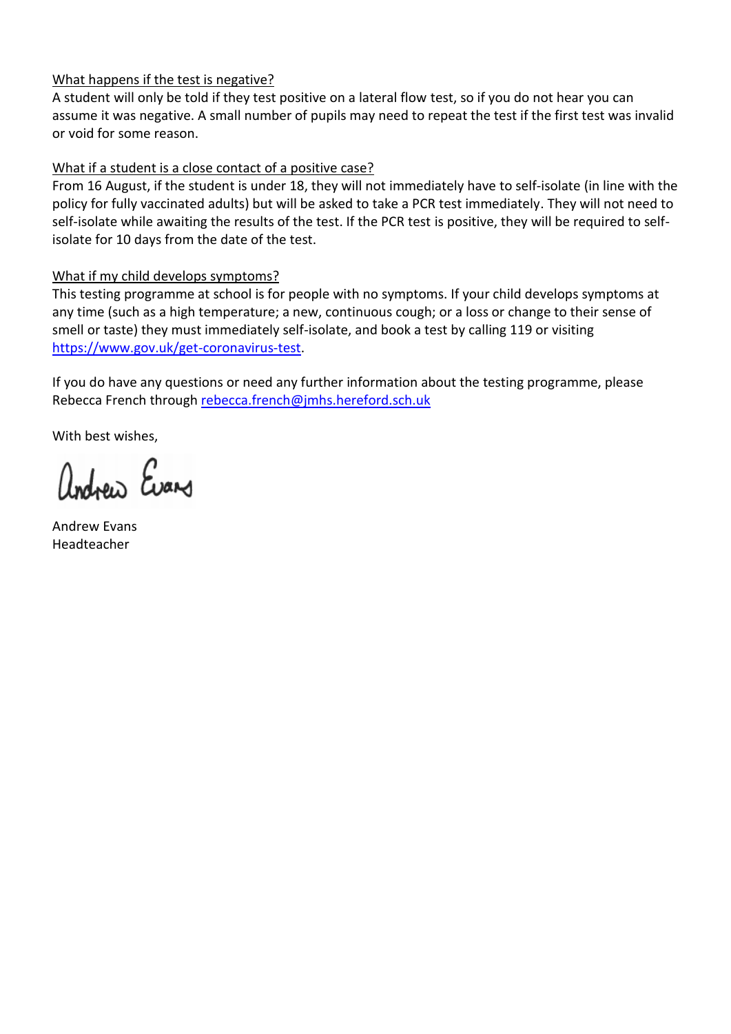What happens if the test is negative?

A student will only be told if they test positive on a lateral flow test, so if you do not hear you can assume it was negative. A small number of pupils may need to repeat the test if the first test was invalid or void for some reason.

What if a student is a close contact of a positive case?

From 16 August, if the student is under 18, they will not immediately have to self-isolate (in line with the policy for fully vaccinated adults) but will be asked to take a PCR test immediately. They will not need to self-isolate while awaiting the results of the test. If the PCR test is positive, they will be required to self-isolate for 10 days from the date of the test.

What if my child develops symptoms?

This testing programme at school is for people with no symptoms. If your child develops symptoms at any time (such as a high temperature; a new, continuous cough; or a loss or change to their sense of smell or taste) they must immediately self-isolate, and book a test by calling 119 or visiting https://www.gov.uk/get-coronavirus-test.

If you do have any questions or need any further information about the testing programme, please Rebecca French through rebecca.french@jmhs.hereford.sch.uk

With best wishes,

Andrew Evans

Andrew Evans
Headteacher